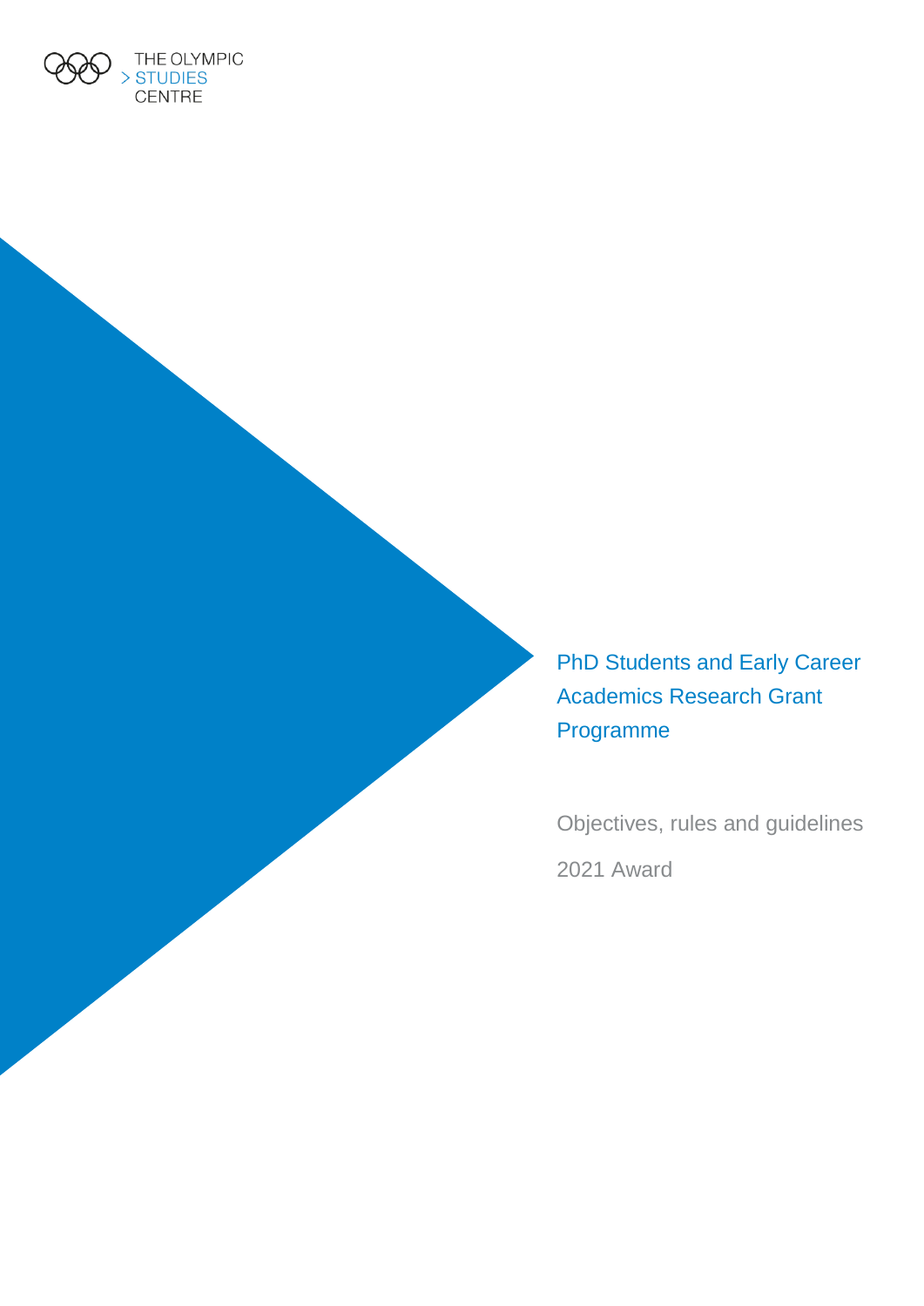THE OLYMPIC STUDIES CENTRE

# PhD Students and Early Career Academics Research Grant Programme

Objectives, rules and guidelines

2021 Award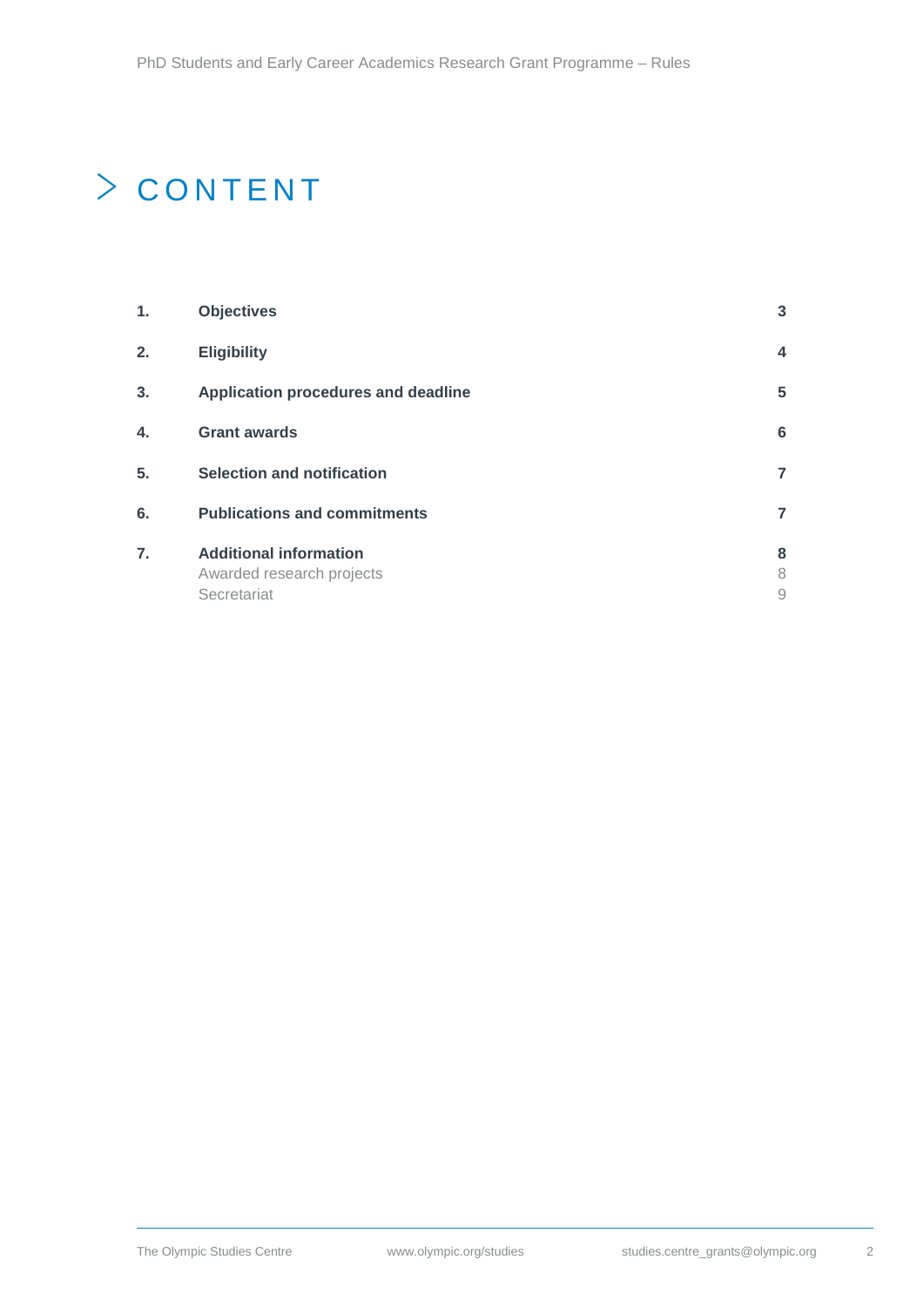# CONTENT

| | | |
|---|---|---|
| **1.** | **Objectives** | **3** |
| **2.** | **Eligibility** | **4** |
| **3.** | **Application procedures and deadline** | **5** |
| **4.** | **Grant awards** | **6** |
| **5.** | **Selection and notification** | **7** |
| **6.** | **Publications and commitments** | **7** |
| **7.** | **Additional information** | **8** |
| | Awarded research projects | 8 |
| | Secretariat | 9 |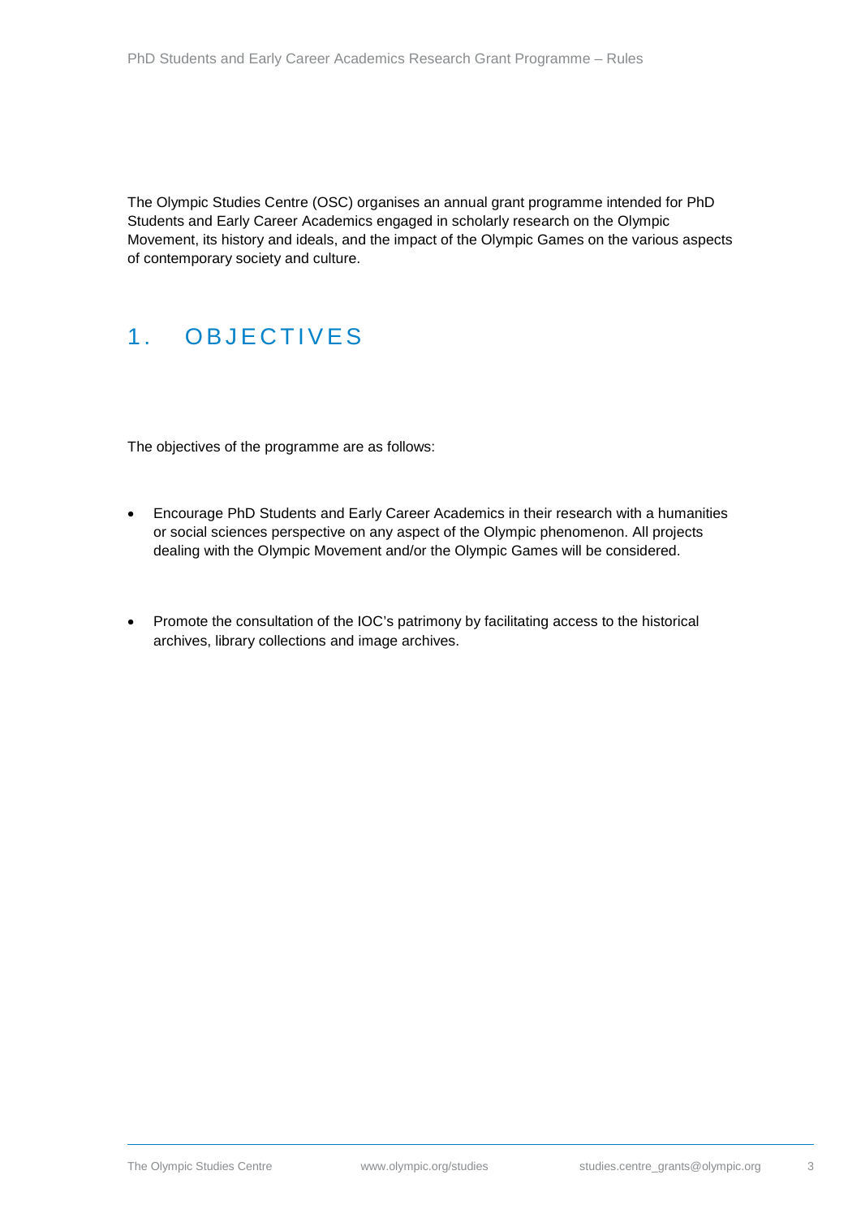The Olympic Studies Centre (OSC) organises an annual grant programme intended for PhD Students and Early Career Academics engaged in scholarly research on the Olympic Movement, its history and ideals, and the impact of the Olympic Games on the various aspects of contemporary society and culture.

# 1. OBJECTIVES

The objectives of the programme are as follows:

- Encourage PhD Students and Early Career Academics in their research with a humanities or social sciences perspective on any aspect of the Olympic phenomenon. All projects dealing with the Olympic Movement and/or the Olympic Games will be considered.
- Promote the consultation of the IOC's patrimony by facilitating access to the historical archives, library collections and image archives.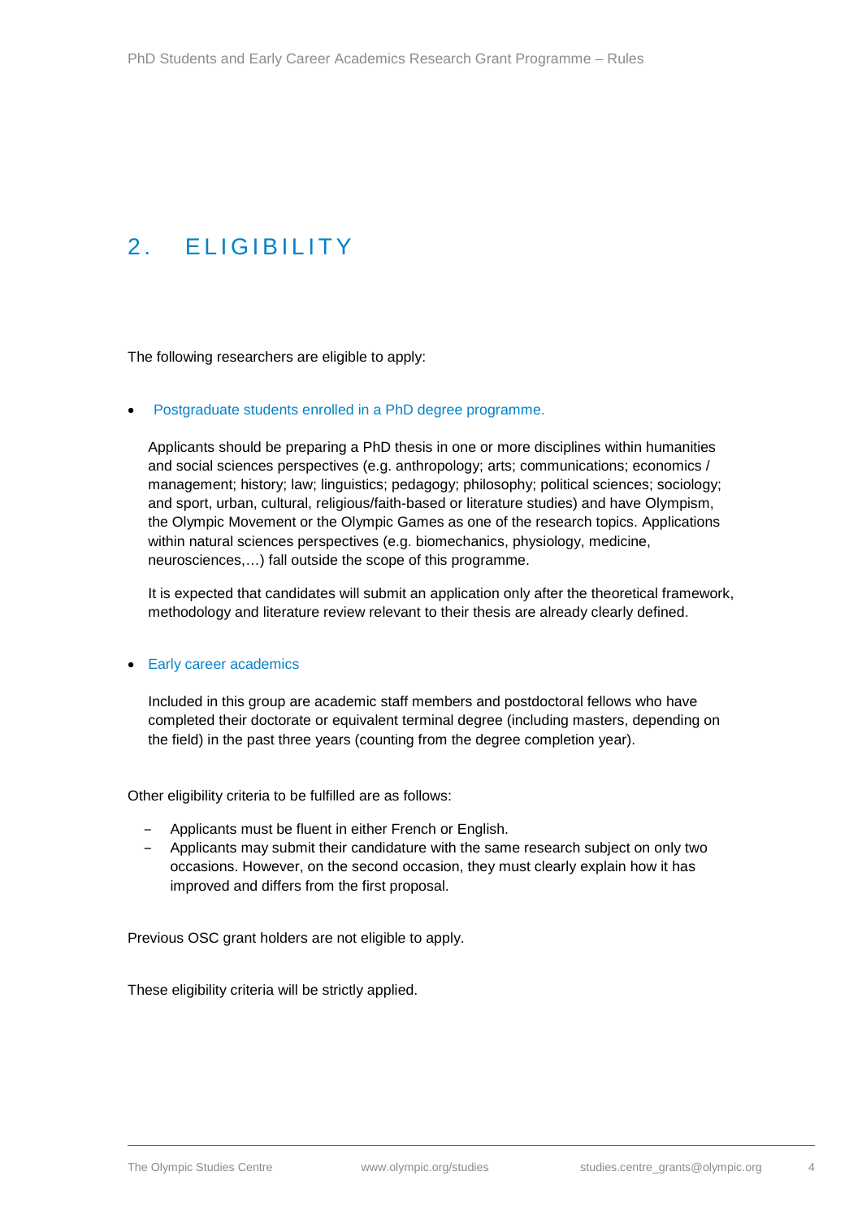# 2. ELIGIBILITY

The following researchers are eligible to apply:

- Postgraduate students enrolled in a PhD degree programme.

  Applicants should be preparing a PhD thesis in one or more disciplines within humanities and social sciences perspectives (e.g. anthropology; arts; communications; economics / management; history; law; linguistics; pedagogy; philosophy; political sciences; sociology; and sport, urban, cultural, religious/faith-based or literature studies) and have Olympism, the Olympic Movement or the Olympic Games as one of the research topics. Applications within natural sciences perspectives (e.g. biomechanics, physiology, medicine, neurosciences,…) fall outside the scope of this programme.

  It is expected that candidates will submit an application only after the theoretical framework, methodology and literature review relevant to their thesis are already clearly defined.

- Early career academics

  Included in this group are academic staff members and postdoctoral fellows who have completed their doctorate or equivalent terminal degree (including masters, depending on the field) in the past three years (counting from the degree completion year).

Other eligibility criteria to be fulfilled are as follows:

- Applicants must be fluent in either French or English.
- Applicants may submit their candidature with the same research subject on only two occasions. However, on the second occasion, they must clearly explain how it has improved and differs from the first proposal.

Previous OSC grant holders are not eligible to apply.

These eligibility criteria will be strictly applied.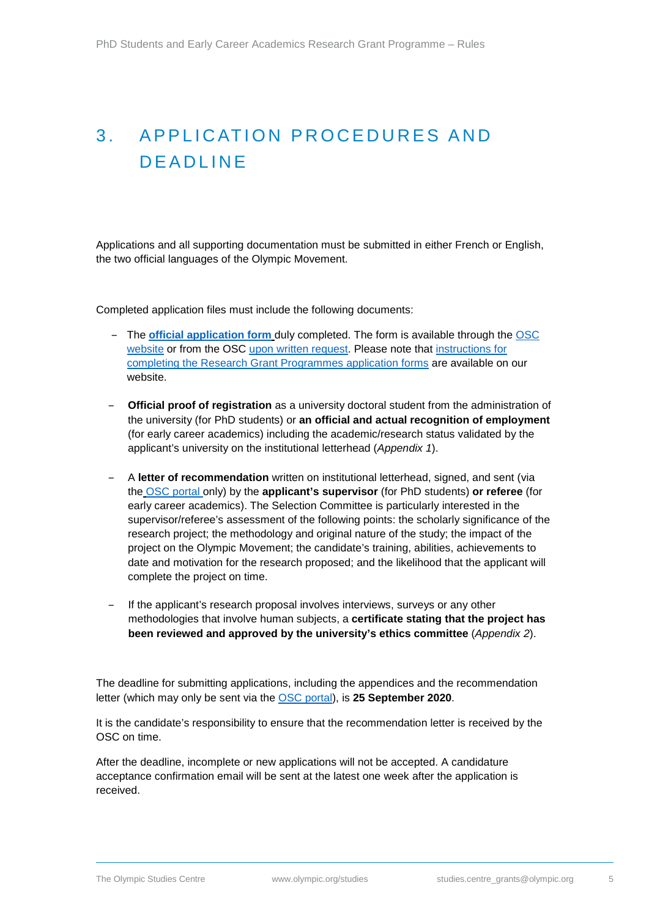# 3. APPLICATION PROCEDURES AND DEADLINE

Applications and all supporting documentation must be submitted in either French or English, the two official languages of the Olympic Movement.

Completed application files must include the following documents:

- The **official application form** duly completed. The form is available through the OSC website or from the OSC upon written request. Please note that instructions for completing the Research Grant Programmes application forms are available on our website.

- **Official proof of registration** as a university doctoral student from the administration of the university (for PhD students) or **an official and actual recognition of employment** (for early career academics) including the academic/research status validated by the applicant's university on the institutional letterhead (*Appendix 1*).

- A **letter of recommendation** written on institutional letterhead, signed, and sent (via the OSC portal only) by the **applicant's supervisor** (for PhD students) **or referee** (for early career academics). The Selection Committee is particularly interested in the supervisor/referee's assessment of the following points: the scholarly significance of the research project; the methodology and original nature of the study; the impact of the project on the Olympic Movement; the candidate's training, abilities, achievements to date and motivation for the research proposed; and the likelihood that the applicant will complete the project on time.

- If the applicant's research proposal involves interviews, surveys or any other methodologies that involve human subjects, a **certificate stating that the project has been reviewed and approved by the university's ethics committee** (*Appendix 2*).

The deadline for submitting applications, including the appendices and the recommendation letter (which may only be sent via the OSC portal), is **25 September 2020**.

It is the candidate's responsibility to ensure that the recommendation letter is received by the OSC on time.

After the deadline, incomplete or new applications will not be accepted. A candidature acceptance confirmation email will be sent at the latest one week after the application is received.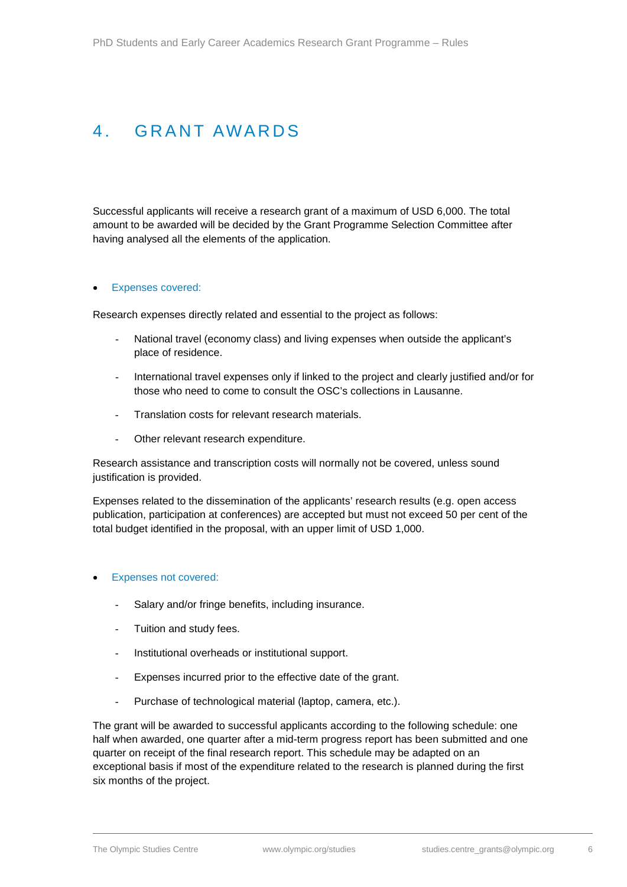# 4. GRANT AWARDS

Successful applicants will receive a research grant of a maximum of USD 6,000. The total amount to be awarded will be decided by the Grant Programme Selection Committee after having analysed all the elements of the application.

- Expenses covered:

Research expenses directly related and essential to the project as follows:

- National travel (economy class) and living expenses when outside the applicant's place of residence.
- International travel expenses only if linked to the project and clearly justified and/or for those who need to come to consult the OSC's collections in Lausanne.
- Translation costs for relevant research materials.
- Other relevant research expenditure.

Research assistance and transcription costs will normally not be covered, unless sound justification is provided.

Expenses related to the dissemination of the applicants' research results (e.g. open access publication, participation at conferences) are accepted but must not exceed 50 per cent of the total budget identified in the proposal, with an upper limit of USD 1,000.

- Expenses not covered:
  - Salary and/or fringe benefits, including insurance.
  - Tuition and study fees.
  - Institutional overheads or institutional support.
  - Expenses incurred prior to the effective date of the grant.
  - Purchase of technological material (laptop, camera, etc.).

The grant will be awarded to successful applicants according to the following schedule: one half when awarded, one quarter after a mid-term progress report has been submitted and one quarter on receipt of the final research report. This schedule may be adapted on an exceptional basis if most of the expenditure related to the research is planned during the first six months of the project.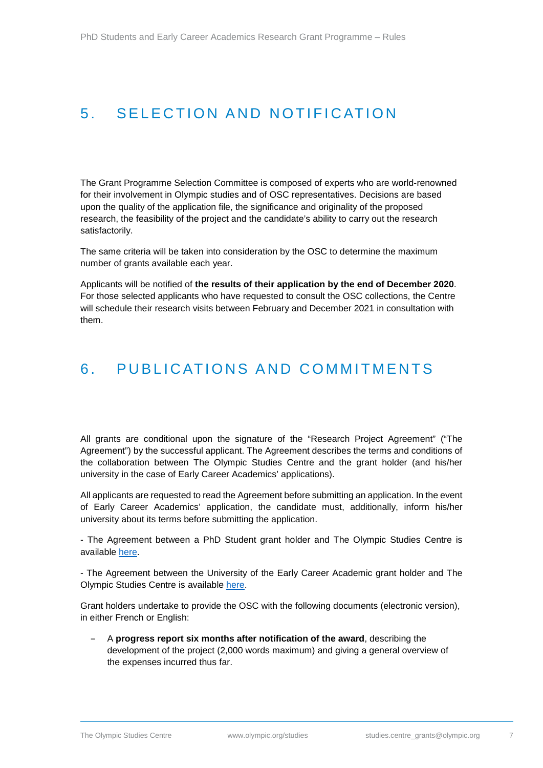# 5. SELECTION AND NOTIFICATION

The Grant Programme Selection Committee is composed of experts who are world-renowned for their involvement in Olympic studies and of OSC representatives. Decisions are based upon the quality of the application file, the significance and originality of the proposed research, the feasibility of the project and the candidate's ability to carry out the research satisfactorily.

The same criteria will be taken into consideration by the OSC to determine the maximum number of grants available each year.

Applicants will be notified of **the results of their application by the end of December 2020**. For those selected applicants who have requested to consult the OSC collections, the Centre will schedule their research visits between February and December 2021 in consultation with them.

# 6. PUBLICATIONS AND COMMITMENTS

All grants are conditional upon the signature of the "Research Project Agreement" ("The Agreement") by the successful applicant. The Agreement describes the terms and conditions of the collaboration between The Olympic Studies Centre and the grant holder (and his/her university in the case of Early Career Academics' applications).

All applicants are requested to read the Agreement before submitting an application. In the event of Early Career Academics' application, the candidate must, additionally, inform his/her university about its terms before submitting the application.

- The Agreement between a PhD Student grant holder and The Olympic Studies Centre is available here.

- The Agreement between the University of the Early Career Academic grant holder and The Olympic Studies Centre is available here.

Grant holders undertake to provide the OSC with the following documents (electronic version), in either French or English:

- A **progress report six months after notification of the award**, describing the development of the project (2,000 words maximum) and giving a general overview of the expenses incurred thus far.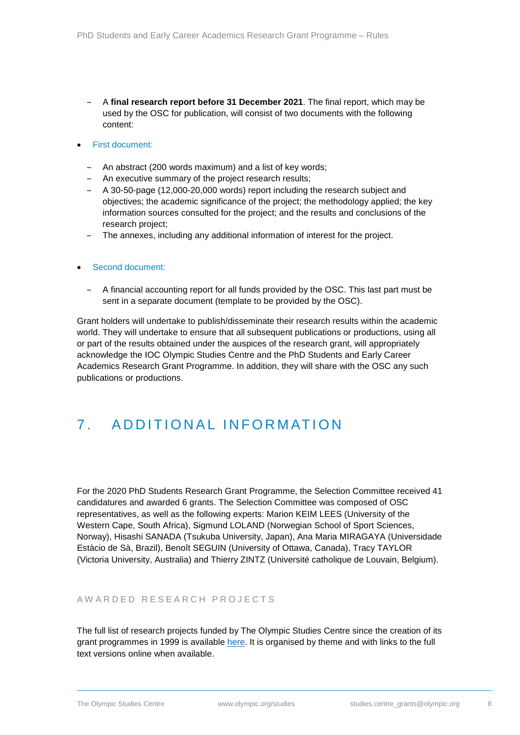- A **final research report before 31 December 2021**. The final report, which may be used by the OSC for publication, will consist of two documents with the following content:

- First document:
  - An abstract (200 words maximum) and a list of key words;
  - An executive summary of the project research results;
  - A 30-50-page (12,000-20,000 words) report including the research subject and objectives; the academic significance of the project; the methodology applied; the key information sources consulted for the project; and the results and conclusions of the research project;
  - The annexes, including any additional information of interest for the project.

- Second document:
  - A financial accounting report for all funds provided by the OSC. This last part must be sent in a separate document (template to be provided by the OSC).

Grant holders will undertake to publish/disseminate their research results within the academic world. They will undertake to ensure that all subsequent publications or productions, using all or part of the results obtained under the auspices of the research grant, will appropriately acknowledge the IOC Olympic Studies Centre and the PhD Students and Early Career Academics Research Grant Programme. In addition, they will share with the OSC any such publications or productions.

# 7. ADDITIONAL INFORMATION

For the 2020 PhD Students Research Grant Programme, the Selection Committee received 41 candidatures and awarded 6 grants. The Selection Committee was composed of OSC representatives, as well as the following experts: Marion KEIM LEES (University of the Western Cape, South Africa), Sigmund LOLAND (Norwegian School of Sport Sciences, Norway), Hisashi SANADA (Tsukuba University, Japan), Ana Maria MIRAGAYA (Universidade Estàcio de Sà, Brazil), Benoît SEGUIN (University of Ottawa, Canada), Tracy TAYLOR (Victoria University, Australia) and Thierry ZINTZ (Université catholique de Louvain, Belgium).

## AWARDED RESEARCH PROJECTS

The full list of research projects funded by The Olympic Studies Centre since the creation of its grant programmes in 1999 is available here. It is organised by theme and with links to the full text versions online when available.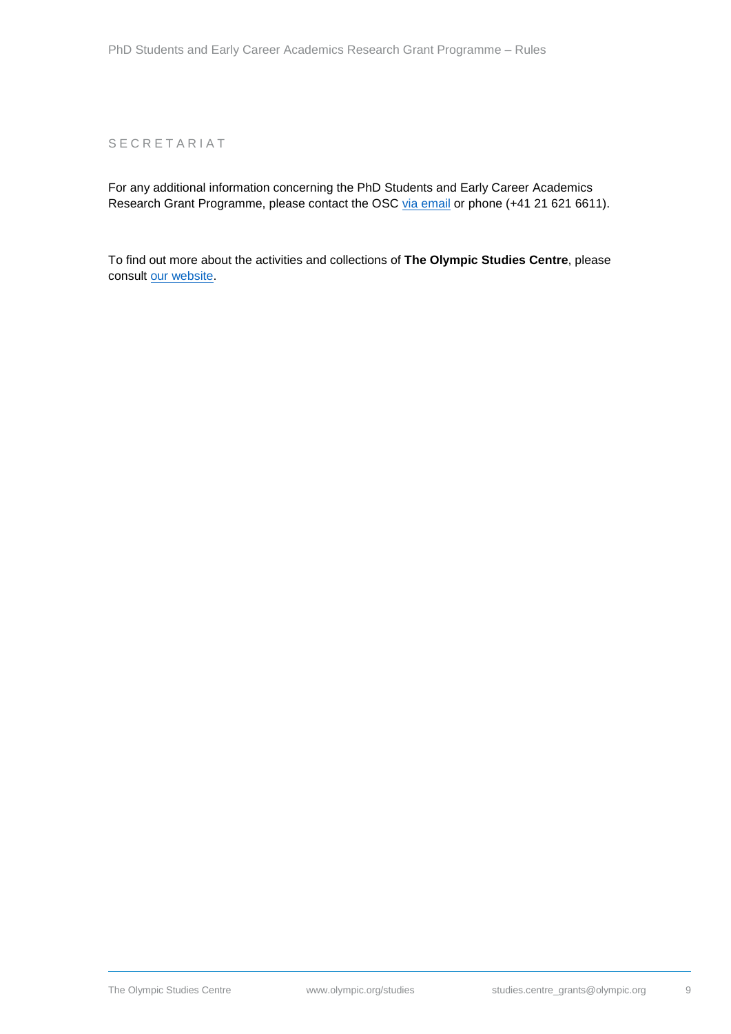## SECRETARIAT

For any additional information concerning the PhD Students and Early Career Academics Research Grant Programme, please contact the OSC via email or phone (+41 21 621 6611).

To find out more about the activities and collections of **The Olympic Studies Centre**, please consult our website.